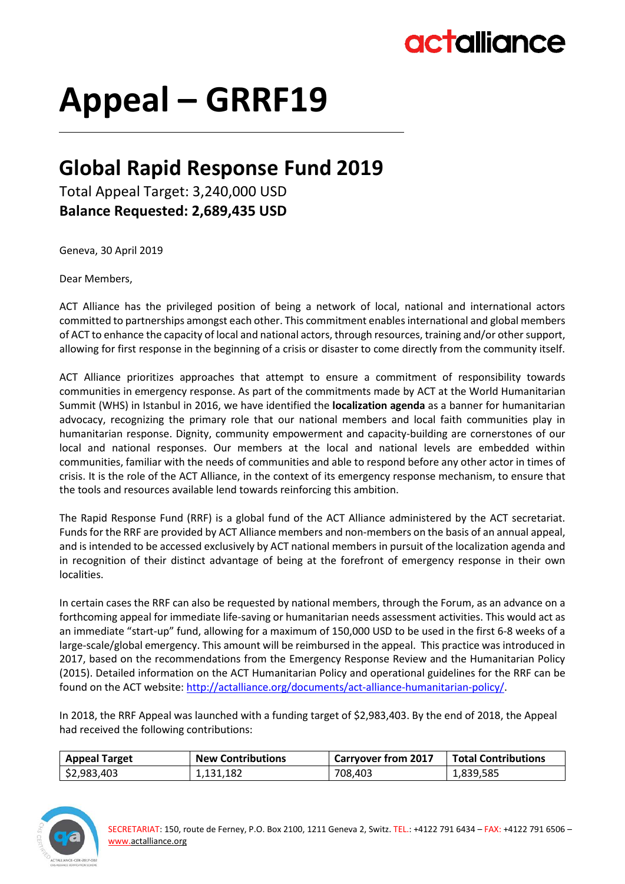# Appeal – GRRF19

## Global Rapid Response Fund 2019

Total Appeal Target: 3,240,000 USD
**Balance Requested: 2,689,435 USD**

Geneva, 30 April 2019

Dear Members,

ACT Alliance has the privileged position of being a network of local, national and international actors committed to partnerships amongst each other. This commitment enables international and global members of ACT to enhance the capacity of local and national actors, through resources, training and/or other support, allowing for first response in the beginning of a crisis or disaster to come directly from the community itself.

ACT Alliance prioritizes approaches that attempt to ensure a commitment of responsibility towards communities in emergency response. As part of the commitments made by ACT at the World Humanitarian Summit (WHS) in Istanbul in 2016, we have identified the **localization agenda** as a banner for humanitarian advocacy, recognizing the primary role that our national members and local faith communities play in humanitarian response. Dignity, community empowerment and capacity-building are cornerstones of our local and national responses. Our members at the local and national levels are embedded within communities, familiar with the needs of communities and able to respond before any other actor in times of crisis. It is the role of the ACT Alliance, in the context of its emergency response mechanism, to ensure that the tools and resources available lend towards reinforcing this ambition.

The Rapid Response Fund (RRF) is a global fund of the ACT Alliance administered by the ACT secretariat. Funds for the RRF are provided by ACT Alliance members and non-members on the basis of an annual appeal, and is intended to be accessed exclusively by ACT national members in pursuit of the localization agenda and in recognition of their distinct advantage of being at the forefront of emergency response in their own localities.

In certain cases the RRF can also be requested by national members, through the Forum, as an advance on a forthcoming appeal for immediate life-saving or humanitarian needs assessment activities. This would act as an immediate "start-up" fund, allowing for a maximum of 150,000 USD to be used in the first 6-8 weeks of a large-scale/global emergency. This amount will be reimbursed in the appeal. This practice was introduced in 2017, based on the recommendations from the Emergency Response Review and the Humanitarian Policy (2015). Detailed information on the ACT Humanitarian Policy and operational guidelines for the RRF can be found on the ACT website: http://actalliance.org/documents/act-alliance-humanitarian-policy/.

In 2018, the RRF Appeal was launched with a funding target of $2,983,403. By the end of 2018, the Appeal had received the following contributions:

| Appeal Target | New Contributions | Carryover from 2017 | Total Contributions |
|---|---|---|---|
| $2,983,403 | 1,131,182 | 708,403 | 1,839,585 |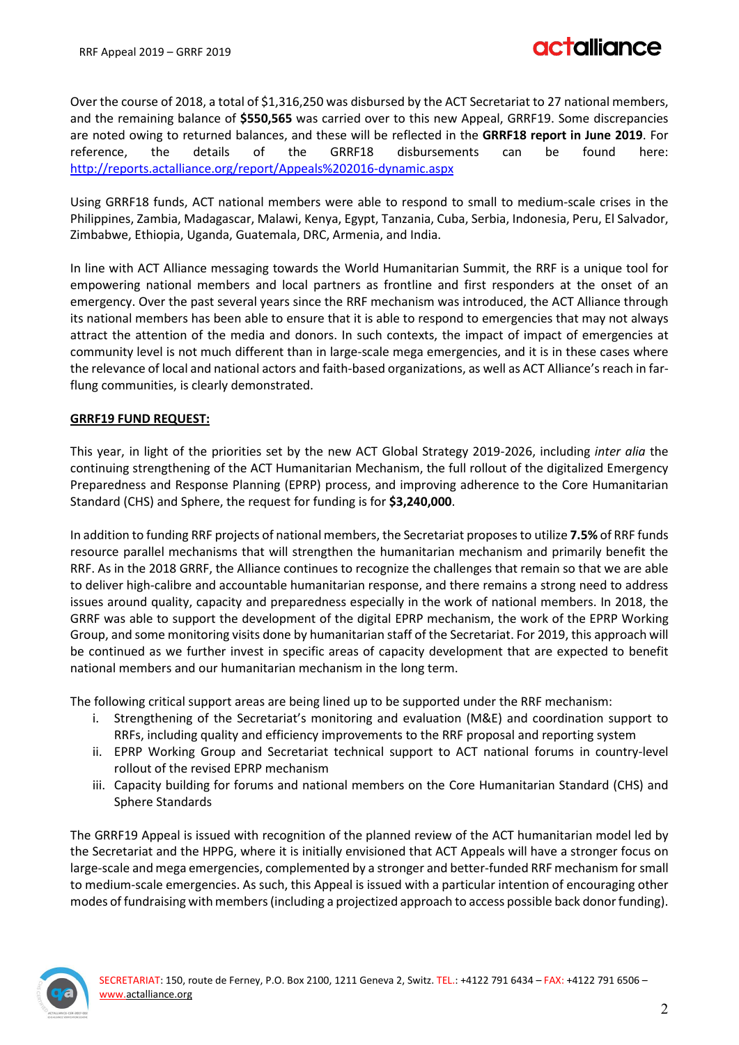Over the course of 2018, a total of $1,316,250 was disbursed by the ACT Secretariat to 27 national members, and the remaining balance of **$550,565** was carried over to this new Appeal, GRRF19. Some discrepancies are noted owing to returned balances, and these will be reflected in the **GRRF18 report in June 2019**. For reference, the details of the GRRF18 disbursements can be found here: [http://reports.actalliance.org/report/Appeals%202016-dynamic.aspx](http://reports.actalliance.org/report/Appeals%202016-dynamic.aspx)

Using GRRF18 funds, ACT national members were able to respond to small to medium-scale crises in the Philippines, Zambia, Madagascar, Malawi, Kenya, Egypt, Tanzania, Cuba, Serbia, Indonesia, Peru, El Salvador, Zimbabwe, Ethiopia, Uganda, Guatemala, DRC, Armenia, and India.

In line with ACT Alliance messaging towards the World Humanitarian Summit, the RRF is a unique tool for empowering national members and local partners as frontline and first responders at the onset of an emergency. Over the past several years since the RRF mechanism was introduced, the ACT Alliance through its national members has been able to ensure that it is able to respond to emergencies that may not always attract the attention of the media and donors. In such contexts, the impact of impact of emergencies at community level is not much different than in large-scale mega emergencies, and it is in these cases where the relevance of local and national actors and faith-based organizations, as well as ACT Alliance's reach in far-flung communities, is clearly demonstrated.

**GRRF19 FUND REQUEST:**

This year, in light of the priorities set by the new ACT Global Strategy 2019-2026, including *inter alia* the continuing strengthening of the ACT Humanitarian Mechanism, the full rollout of the digitalized Emergency Preparedness and Response Planning (EPRP) process, and improving adherence to the Core Humanitarian Standard (CHS) and Sphere, the request for funding is for **$3,240,000**.

In addition to funding RRF projects of national members, the Secretariat proposes to utilize **7.5%** of RRF funds resource parallel mechanisms that will strengthen the humanitarian mechanism and primarily benefit the RRF. As in the 2018 GRRF, the Alliance continues to recognize the challenges that remain so that we are able to deliver high-calibre and accountable humanitarian response, and there remains a strong need to address issues around quality, capacity and preparedness especially in the work of national members. In 2018, the GRRF was able to support the development of the digital EPRP mechanism, the work of the EPRP Working Group, and some monitoring visits done by humanitarian staff of the Secretariat. For 2019, this approach will be continued as we further invest in specific areas of capacity development that are expected to benefit national members and our humanitarian mechanism in the long term.

The following critical support areas are being lined up to be supported under the RRF mechanism:

i. Strengthening of the Secretariat's monitoring and evaluation (M&E) and coordination support to RRFs, including quality and efficiency improvements to the RRF proposal and reporting system
ii. EPRP Working Group and Secretariat technical support to ACT national forums in country-level rollout of the revised EPRP mechanism
iii. Capacity building for forums and national members on the Core Humanitarian Standard (CHS) and Sphere Standards

The GRRF19 Appeal is issued with recognition of the planned review of the ACT humanitarian model led by the Secretariat and the HPPG, where it is initially envisioned that ACT Appeals will have a stronger focus on large-scale and mega emergencies, complemented by a stronger and better-funded RRF mechanism for small to medium-scale emergencies. As such, this Appeal is issued with a particular intention of encouraging other modes of fundraising with members (including a projectized approach to access possible back donor funding).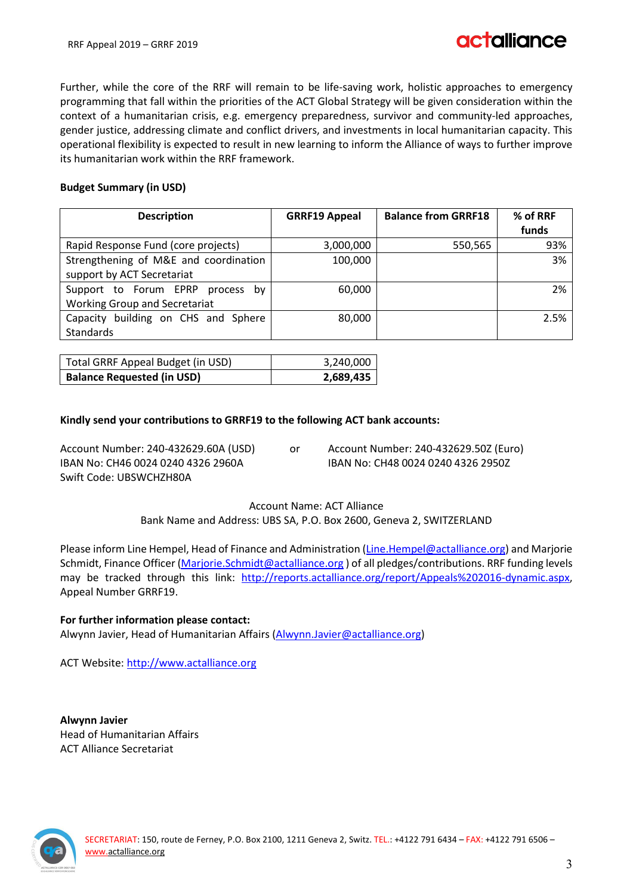Further, while the core of the RRF will remain to be life-saving work, holistic approaches to emergency programming that fall within the priorities of the ACT Global Strategy will be given consideration within the context of a humanitarian crisis, e.g. emergency preparedness, survivor and community-led approaches, gender justice, addressing climate and conflict drivers, and investments in local humanitarian capacity. This operational flexibility is expected to result in new learning to inform the Alliance of ways to further improve its humanitarian work within the RRF framework.

**Budget Summary (in USD)**

| Description | GRRF19 Appeal | Balance from GRRF18 | % of RRF funds |
|---|---|---|---|
| Rapid Response Fund (core projects) | 3,000,000 | 550,565 | 93% |
| Strengthening of M&E and coordination support by ACT Secretariat | 100,000 | | 3% |
| Support to Forum EPRP process by Working Group and Secretariat | 60,000 | | 2% |
| Capacity building on CHS and Sphere Standards | 80,000 | | 2.5% |

| | |
|---|---|
| Total GRRF Appeal Budget (in USD) | 3,240,000 |
| **Balance Requested (in USD)** | **2,689,435** |

**Kindly send your contributions to GRRF19 to the following ACT bank accounts:**

Account Number: 240-432629.60A (USD)
IBAN No: CH46 0024 0240 4326 2960A
Swift Code: UBSWCHZH80A

or

Account Number: 240-432629.50Z (Euro)
IBAN No: CH48 0024 0240 4326 2950Z

Account Name: ACT Alliance
Bank Name and Address: UBS SA, P.O. Box 2600, Geneva 2, SWITZERLAND

Please inform Line Hempel, Head of Finance and Administration (Line.Hempel@actalliance.org) and Marjorie Schmidt, Finance Officer (Marjorie.Schmidt@actalliance.org ) of all pledges/contributions. RRF funding levels may be tracked through this link: http://reports.actalliance.org/report/Appeals%202016-dynamic.aspx, Appeal Number GRRF19.

**For further information please contact:**
Alwynn Javier, Head of Humanitarian Affairs (Alwynn.Javier@actalliance.org)

ACT Website: http://www.actalliance.org

**Alwynn Javier**
Head of Humanitarian Affairs
ACT Alliance Secretariat